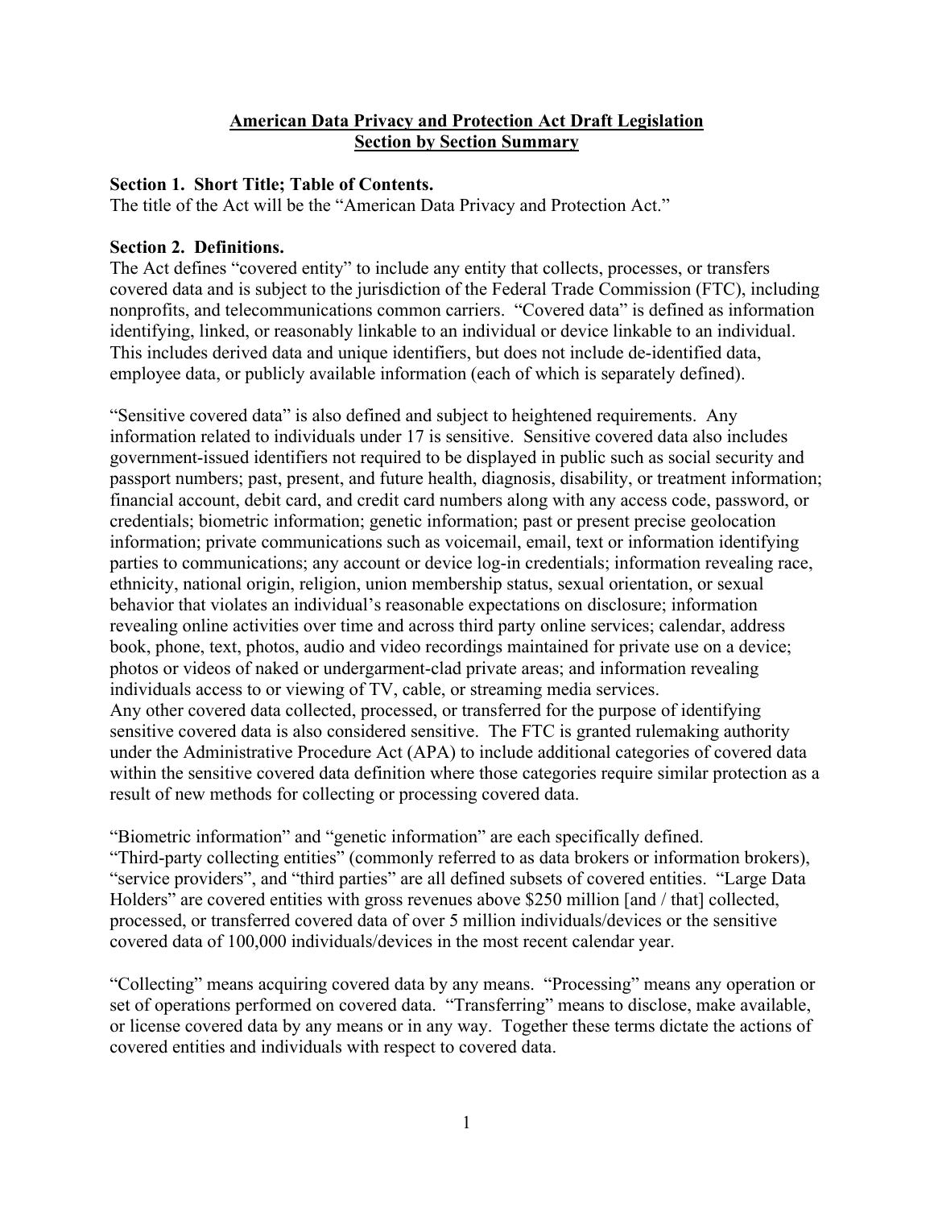# American Data Privacy and Protection Act Draft Legislation
# Section by Section Summary

**Section 1. Short Title; Table of Contents.**

The title of the Act will be the "American Data Privacy and Protection Act."

**Section 2. Definitions.**

The Act defines "covered entity" to include any entity that collects, processes, or transfers covered data and is subject to the jurisdiction of the Federal Trade Commission (FTC), including nonprofits, and telecommunications common carriers. "Covered data" is defined as information identifying, linked, or reasonably linkable to an individual or device linkable to an individual. This includes derived data and unique identifiers, but does not include de-identified data, employee data, or publicly available information (each of which is separately defined).

"Sensitive covered data" is also defined and subject to heightened requirements. Any information related to individuals under 17 is sensitive. Sensitive covered data also includes government-issued identifiers not required to be displayed in public such as social security and passport numbers; past, present, and future health, diagnosis, disability, or treatment information; financial account, debit card, and credit card numbers along with any access code, password, or credentials; biometric information; genetic information; past or present precise geolocation information; private communications such as voicemail, email, text or information identifying parties to communications; any account or device log-in credentials; information revealing race, ethnicity, national origin, religion, union membership status, sexual orientation, or sexual behavior that violates an individual's reasonable expectations on disclosure; information revealing online activities over time and across third party online services; calendar, address book, phone, text, photos, audio and video recordings maintained for private use on a device; photos or videos of naked or undergarment-clad private areas; and information revealing individuals access to or viewing of TV, cable, or streaming media services.
Any other covered data collected, processed, or transferred for the purpose of identifying sensitive covered data is also considered sensitive. The FTC is granted rulemaking authority under the Administrative Procedure Act (APA) to include additional categories of covered data within the sensitive covered data definition where those categories require similar protection as a result of new methods for collecting or processing covered data.

"Biometric information" and "genetic information" are each specifically defined.
"Third-party collecting entities" (commonly referred to as data brokers or information brokers), "service providers", and "third parties" are all defined subsets of covered entities. "Large Data Holders" are covered entities with gross revenues above $250 million [and / that] collected, processed, or transferred covered data of over 5 million individuals/devices or the sensitive covered data of 100,000 individuals/devices in the most recent calendar year.

"Collecting" means acquiring covered data by any means. "Processing" means any operation or set of operations performed on covered data. "Transferring" means to disclose, make available, or license covered data by any means or in any way. Together these terms dictate the actions of covered entities and individuals with respect to covered data.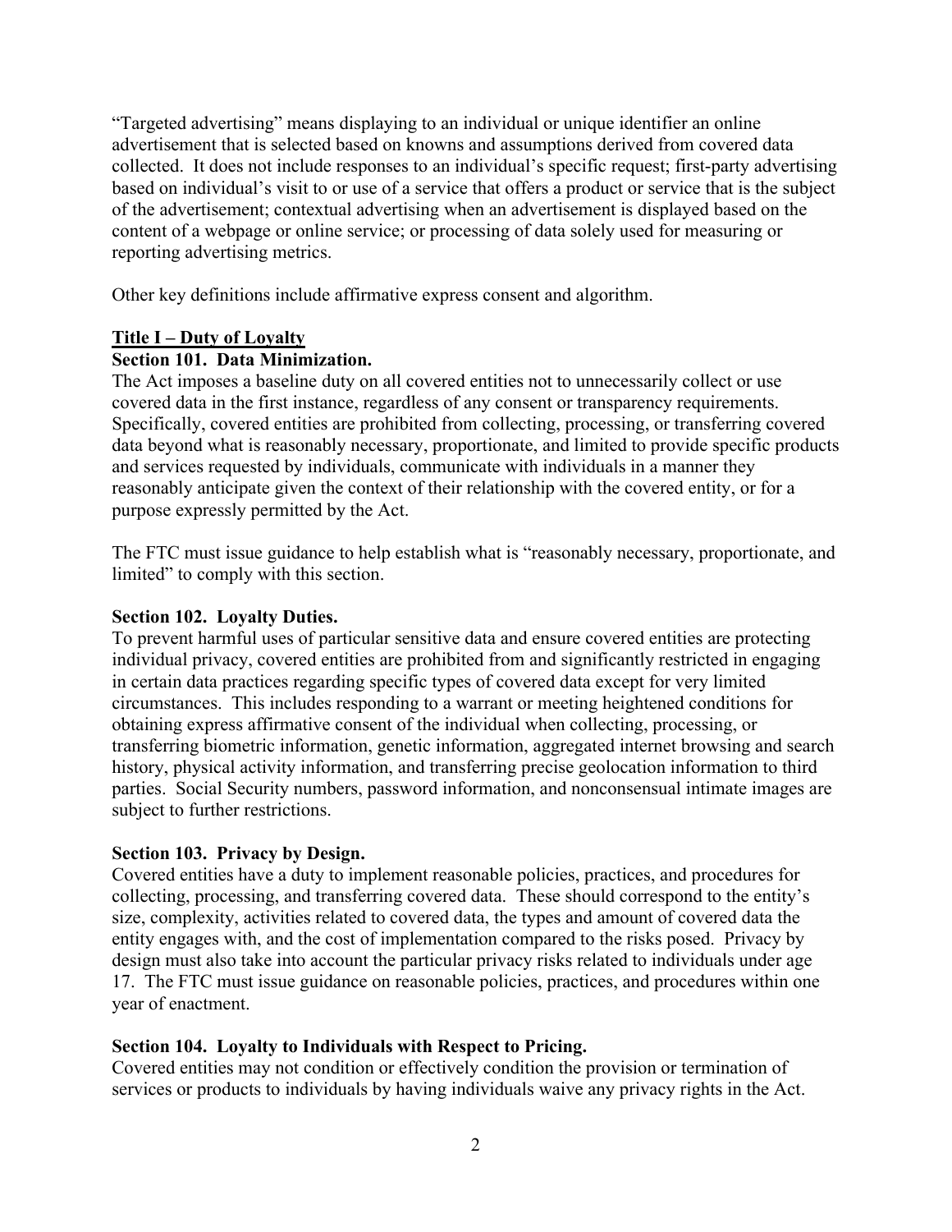"Targeted advertising" means displaying to an individual or unique identifier an online advertisement that is selected based on knowns and assumptions derived from covered data collected. It does not include responses to an individual's specific request; first-party advertising based on individual's visit to or use of a service that offers a product or service that is the subject of the advertisement; contextual advertising when an advertisement is displayed based on the content of a webpage or online service; or processing of data solely used for measuring or reporting advertising metrics.

Other key definitions include affirmative express consent and algorithm.

## Title I – Duty of Loyalty

### Section 101. Data Minimization.

The Act imposes a baseline duty on all covered entities not to unnecessarily collect or use covered data in the first instance, regardless of any consent or transparency requirements. Specifically, covered entities are prohibited from collecting, processing, or transferring covered data beyond what is reasonably necessary, proportionate, and limited to provide specific products and services requested by individuals, communicate with individuals in a manner they reasonably anticipate given the context of their relationship with the covered entity, or for a purpose expressly permitted by the Act.

The FTC must issue guidance to help establish what is "reasonably necessary, proportionate, and limited" to comply with this section.

### Section 102. Loyalty Duties.

To prevent harmful uses of particular sensitive data and ensure covered entities are protecting individual privacy, covered entities are prohibited from and significantly restricted in engaging in certain data practices regarding specific types of covered data except for very limited circumstances. This includes responding to a warrant or meeting heightened conditions for obtaining express affirmative consent of the individual when collecting, processing, or transferring biometric information, genetic information, aggregated internet browsing and search history, physical activity information, and transferring precise geolocation information to third parties. Social Security numbers, password information, and nonconsensual intimate images are subject to further restrictions.

### Section 103. Privacy by Design.

Covered entities have a duty to implement reasonable policies, practices, and procedures for collecting, processing, and transferring covered data. These should correspond to the entity's size, complexity, activities related to covered data, the types and amount of covered data the entity engages with, and the cost of implementation compared to the risks posed. Privacy by design must also take into account the particular privacy risks related to individuals under age 17. The FTC must issue guidance on reasonable policies, practices, and procedures within one year of enactment.

### Section 104. Loyalty to Individuals with Respect to Pricing.

Covered entities may not condition or effectively condition the provision or termination of services or products to individuals by having individuals waive any privacy rights in the Act.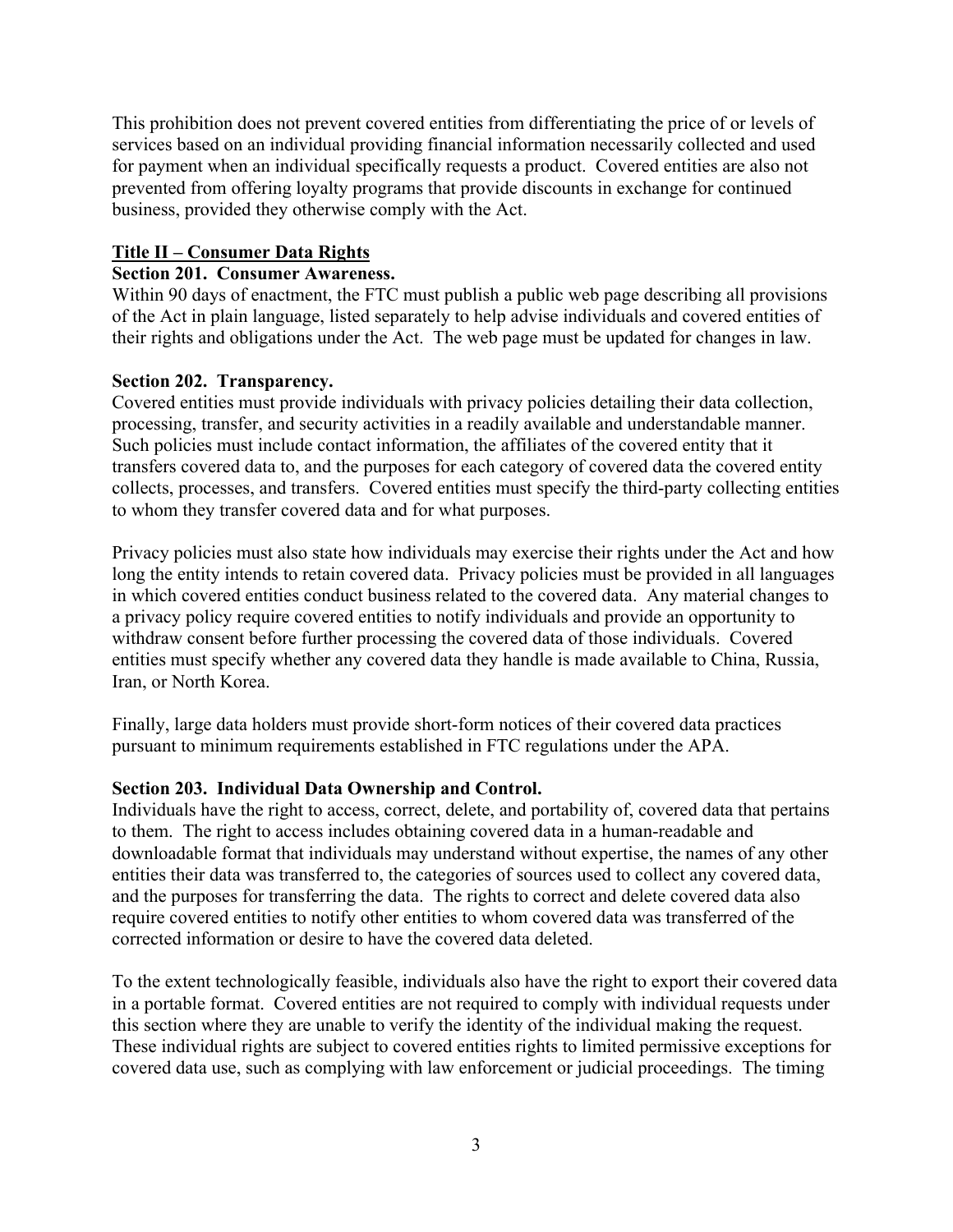This prohibition does not prevent covered entities from differentiating the price of or levels of services based on an individual providing financial information necessarily collected and used for payment when an individual specifically requests a product. Covered entities are also not prevented from offering loyalty programs that provide discounts in exchange for continued business, provided they otherwise comply with the Act.

## Title II – Consumer Data Rights

### Section 201. Consumer Awareness.

Within 90 days of enactment, the FTC must publish a public web page describing all provisions of the Act in plain language, listed separately to help advise individuals and covered entities of their rights and obligations under the Act. The web page must be updated for changes in law.

### Section 202. Transparency.

Covered entities must provide individuals with privacy policies detailing their data collection, processing, transfer, and security activities in a readily available and understandable manner. Such policies must include contact information, the affiliates of the covered entity that it transfers covered data to, and the purposes for each category of covered data the covered entity collects, processes, and transfers. Covered entities must specify the third-party collecting entities to whom they transfer covered data and for what purposes.

Privacy policies must also state how individuals may exercise their rights under the Act and how long the entity intends to retain covered data. Privacy policies must be provided in all languages in which covered entities conduct business related to the covered data. Any material changes to a privacy policy require covered entities to notify individuals and provide an opportunity to withdraw consent before further processing the covered data of those individuals. Covered entities must specify whether any covered data they handle is made available to China, Russia, Iran, or North Korea.

Finally, large data holders must provide short-form notices of their covered data practices pursuant to minimum requirements established in FTC regulations under the APA.

### Section 203. Individual Data Ownership and Control.

Individuals have the right to access, correct, delete, and portability of, covered data that pertains to them. The right to access includes obtaining covered data in a human-readable and downloadable format that individuals may understand without expertise, the names of any other entities their data was transferred to, the categories of sources used to collect any covered data, and the purposes for transferring the data. The rights to correct and delete covered data also require covered entities to notify other entities to whom covered data was transferred of the corrected information or desire to have the covered data deleted.

To the extent technologically feasible, individuals also have the right to export their covered data in a portable format. Covered entities are not required to comply with individual requests under this section where they are unable to verify the identity of the individual making the request. These individual rights are subject to covered entities rights to limited permissive exceptions for covered data use, such as complying with law enforcement or judicial proceedings. The timing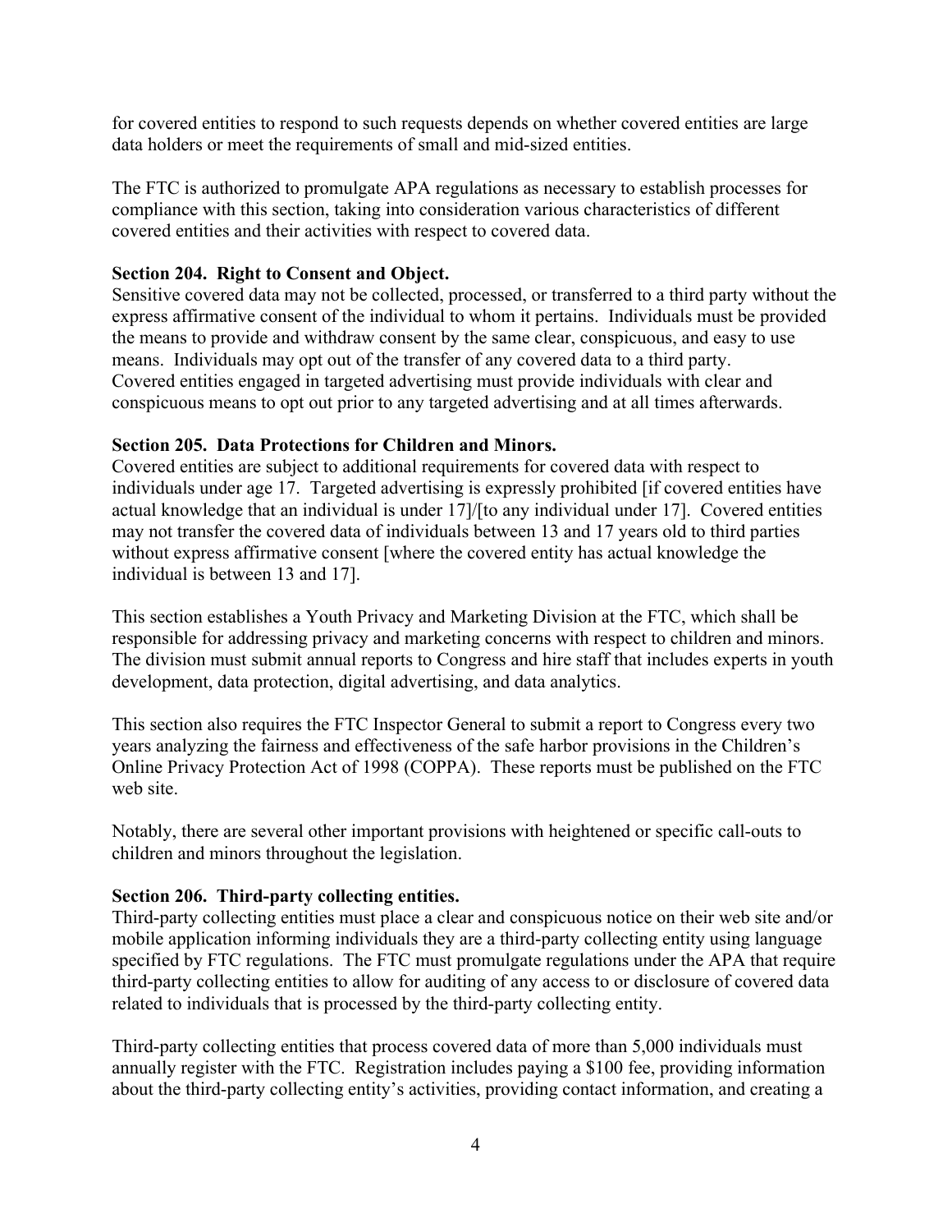for covered entities to respond to such requests depends on whether covered entities are large data holders or meet the requirements of small and mid-sized entities.

The FTC is authorized to promulgate APA regulations as necessary to establish processes for compliance with this section, taking into consideration various characteristics of different covered entities and their activities with respect to covered data.

**Section 204. Right to Consent and Object.**
Sensitive covered data may not be collected, processed, or transferred to a third party without the express affirmative consent of the individual to whom it pertains. Individuals must be provided the means to provide and withdraw consent by the same clear, conspicuous, and easy to use means. Individuals may opt out of the transfer of any covered data to a third party. Covered entities engaged in targeted advertising must provide individuals with clear and conspicuous means to opt out prior to any targeted advertising and at all times afterwards.

**Section 205. Data Protections for Children and Minors.**
Covered entities are subject to additional requirements for covered data with respect to individuals under age 17. Targeted advertising is expressly prohibited [if covered entities have actual knowledge that an individual is under 17]/[to any individual under 17]. Covered entities may not transfer the covered data of individuals between 13 and 17 years old to third parties without express affirmative consent [where the covered entity has actual knowledge the individual is between 13 and 17].

This section establishes a Youth Privacy and Marketing Division at the FTC, which shall be responsible for addressing privacy and marketing concerns with respect to children and minors. The division must submit annual reports to Congress and hire staff that includes experts in youth development, data protection, digital advertising, and data analytics.

This section also requires the FTC Inspector General to submit a report to Congress every two years analyzing the fairness and effectiveness of the safe harbor provisions in the Children's Online Privacy Protection Act of 1998 (COPPA). These reports must be published on the FTC web site.

Notably, there are several other important provisions with heightened or specific call-outs to children and minors throughout the legislation.

**Section 206. Third-party collecting entities.**
Third-party collecting entities must place a clear and conspicuous notice on their web site and/or mobile application informing individuals they are a third-party collecting entity using language specified by FTC regulations. The FTC must promulgate regulations under the APA that require third-party collecting entities to allow for auditing of any access to or disclosure of covered data related to individuals that is processed by the third-party collecting entity.

Third-party collecting entities that process covered data of more than 5,000 individuals must annually register with the FTC. Registration includes paying a $100 fee, providing information about the third-party collecting entity's activities, providing contact information, and creating a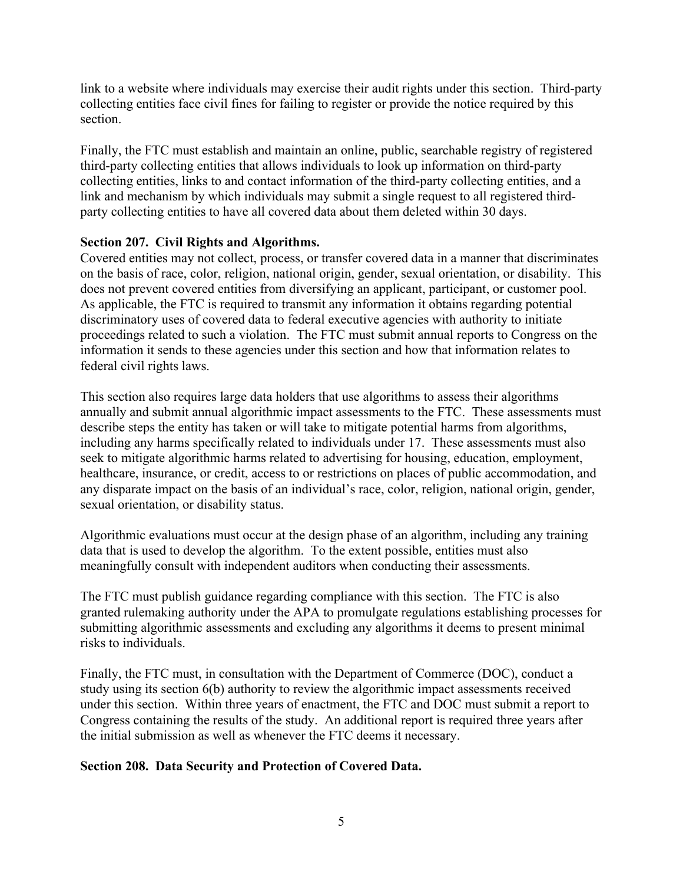link to a website where individuals may exercise their audit rights under this section. Third-party collecting entities face civil fines for failing to register or provide the notice required by this section.

Finally, the FTC must establish and maintain an online, public, searchable registry of registered third-party collecting entities that allows individuals to look up information on third-party collecting entities, links to and contact information of the third-party collecting entities, and a link and mechanism by which individuals may submit a single request to all registered third-party collecting entities to have all covered data about them deleted within 30 days.

**Section 207. Civil Rights and Algorithms.**

Covered entities may not collect, process, or transfer covered data in a manner that discriminates on the basis of race, color, religion, national origin, gender, sexual orientation, or disability. This does not prevent covered entities from diversifying an applicant, participant, or customer pool. As applicable, the FTC is required to transmit any information it obtains regarding potential discriminatory uses of covered data to federal executive agencies with authority to initiate proceedings related to such a violation. The FTC must submit annual reports to Congress on the information it sends to these agencies under this section and how that information relates to federal civil rights laws.

This section also requires large data holders that use algorithms to assess their algorithms annually and submit annual algorithmic impact assessments to the FTC. These assessments must describe steps the entity has taken or will take to mitigate potential harms from algorithms, including any harms specifically related to individuals under 17. These assessments must also seek to mitigate algorithmic harms related to advertising for housing, education, employment, healthcare, insurance, or credit, access to or restrictions on places of public accommodation, and any disparate impact on the basis of an individual's race, color, religion, national origin, gender, sexual orientation, or disability status.

Algorithmic evaluations must occur at the design phase of an algorithm, including any training data that is used to develop the algorithm. To the extent possible, entities must also meaningfully consult with independent auditors when conducting their assessments.

The FTC must publish guidance regarding compliance with this section. The FTC is also granted rulemaking authority under the APA to promulgate regulations establishing processes for submitting algorithmic assessments and excluding any algorithms it deems to present minimal risks to individuals.

Finally, the FTC must, in consultation with the Department of Commerce (DOC), conduct a study using its section 6(b) authority to review the algorithmic impact assessments received under this section. Within three years of enactment, the FTC and DOC must submit a report to Congress containing the results of the study. An additional report is required three years after the initial submission as well as whenever the FTC deems it necessary.

**Section 208. Data Security and Protection of Covered Data.**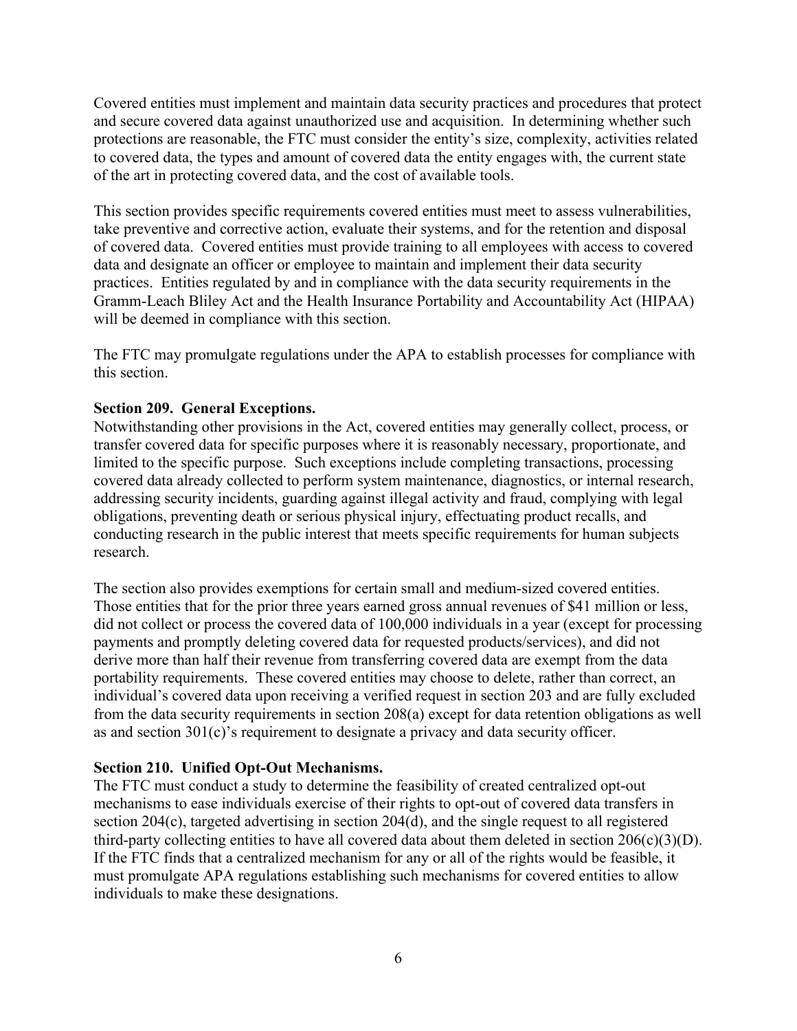Covered entities must implement and maintain data security practices and procedures that protect and secure covered data against unauthorized use and acquisition. In determining whether such protections are reasonable, the FTC must consider the entity's size, complexity, activities related to covered data, the types and amount of covered data the entity engages with, the current state of the art in protecting covered data, and the cost of available tools.

This section provides specific requirements covered entities must meet to assess vulnerabilities, take preventive and corrective action, evaluate their systems, and for the retention and disposal of covered data. Covered entities must provide training to all employees with access to covered data and designate an officer or employee to maintain and implement their data security practices. Entities regulated by and in compliance with the data security requirements in the Gramm-Leach Bliley Act and the Health Insurance Portability and Accountability Act (HIPAA) will be deemed in compliance with this section.

The FTC may promulgate regulations under the APA to establish processes for compliance with this section.

**Section 209. General Exceptions.**

Notwithstanding other provisions in the Act, covered entities may generally collect, process, or transfer covered data for specific purposes where it is reasonably necessary, proportionate, and limited to the specific purpose. Such exceptions include completing transactions, processing covered data already collected to perform system maintenance, diagnostics, or internal research, addressing security incidents, guarding against illegal activity and fraud, complying with legal obligations, preventing death or serious physical injury, effectuating product recalls, and conducting research in the public interest that meets specific requirements for human subjects research.

The section also provides exemptions for certain small and medium-sized covered entities. Those entities that for the prior three years earned gross annual revenues of $41 million or less, did not collect or process the covered data of 100,000 individuals in a year (except for processing payments and promptly deleting covered data for requested products/services), and did not derive more than half their revenue from transferring covered data are exempt from the data portability requirements. These covered entities may choose to delete, rather than correct, an individual's covered data upon receiving a verified request in section 203 and are fully excluded from the data security requirements in section 208(a) except for data retention obligations as well as and section 301(c)'s requirement to designate a privacy and data security officer.

**Section 210. Unified Opt-Out Mechanisms.**

The FTC must conduct a study to determine the feasibility of created centralized opt-out mechanisms to ease individuals exercise of their rights to opt-out of covered data transfers in section 204(c), targeted advertising in section 204(d), and the single request to all registered third-party collecting entities to have all covered data about them deleted in section 206(c)(3)(D). If the FTC finds that a centralized mechanism for any or all of the rights would be feasible, it must promulgate APA regulations establishing such mechanisms for covered entities to allow individuals to make these designations.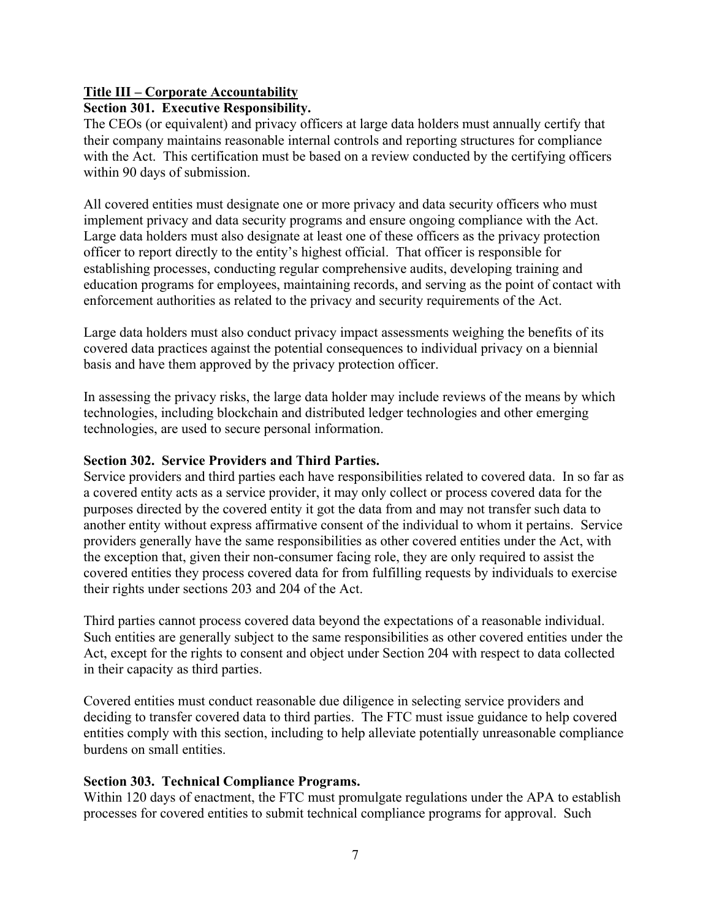## **Title III – Corporate Accountability**

### Section 301. Executive Responsibility.

The CEOs (or equivalent) and privacy officers at large data holders must annually certify that their company maintains reasonable internal controls and reporting structures for compliance with the Act. This certification must be based on a review conducted by the certifying officers within 90 days of submission.

All covered entities must designate one or more privacy and data security officers who must implement privacy and data security programs and ensure ongoing compliance with the Act. Large data holders must also designate at least one of these officers as the privacy protection officer to report directly to the entity's highest official. That officer is responsible for establishing processes, conducting regular comprehensive audits, developing training and education programs for employees, maintaining records, and serving as the point of contact with enforcement authorities as related to the privacy and security requirements of the Act.

Large data holders must also conduct privacy impact assessments weighing the benefits of its covered data practices against the potential consequences to individual privacy on a biennial basis and have them approved by the privacy protection officer.

In assessing the privacy risks, the large data holder may include reviews of the means by which technologies, including blockchain and distributed ledger technologies and other emerging technologies, are used to secure personal information.

### Section 302. Service Providers and Third Parties.

Service providers and third parties each have responsibilities related to covered data. In so far as a covered entity acts as a service provider, it may only collect or process covered data for the purposes directed by the covered entity it got the data from and may not transfer such data to another entity without express affirmative consent of the individual to whom it pertains. Service providers generally have the same responsibilities as other covered entities under the Act, with the exception that, given their non-consumer facing role, they are only required to assist the covered entities they process covered data for from fulfilling requests by individuals to exercise their rights under sections 203 and 204 of the Act.

Third parties cannot process covered data beyond the expectations of a reasonable individual. Such entities are generally subject to the same responsibilities as other covered entities under the Act, except for the rights to consent and object under Section 204 with respect to data collected in their capacity as third parties.

Covered entities must conduct reasonable due diligence in selecting service providers and deciding to transfer covered data to third parties. The FTC must issue guidance to help covered entities comply with this section, including to help alleviate potentially unreasonable compliance burdens on small entities.

### Section 303. Technical Compliance Programs.

Within 120 days of enactment, the FTC must promulgate regulations under the APA to establish processes for covered entities to submit technical compliance programs for approval. Such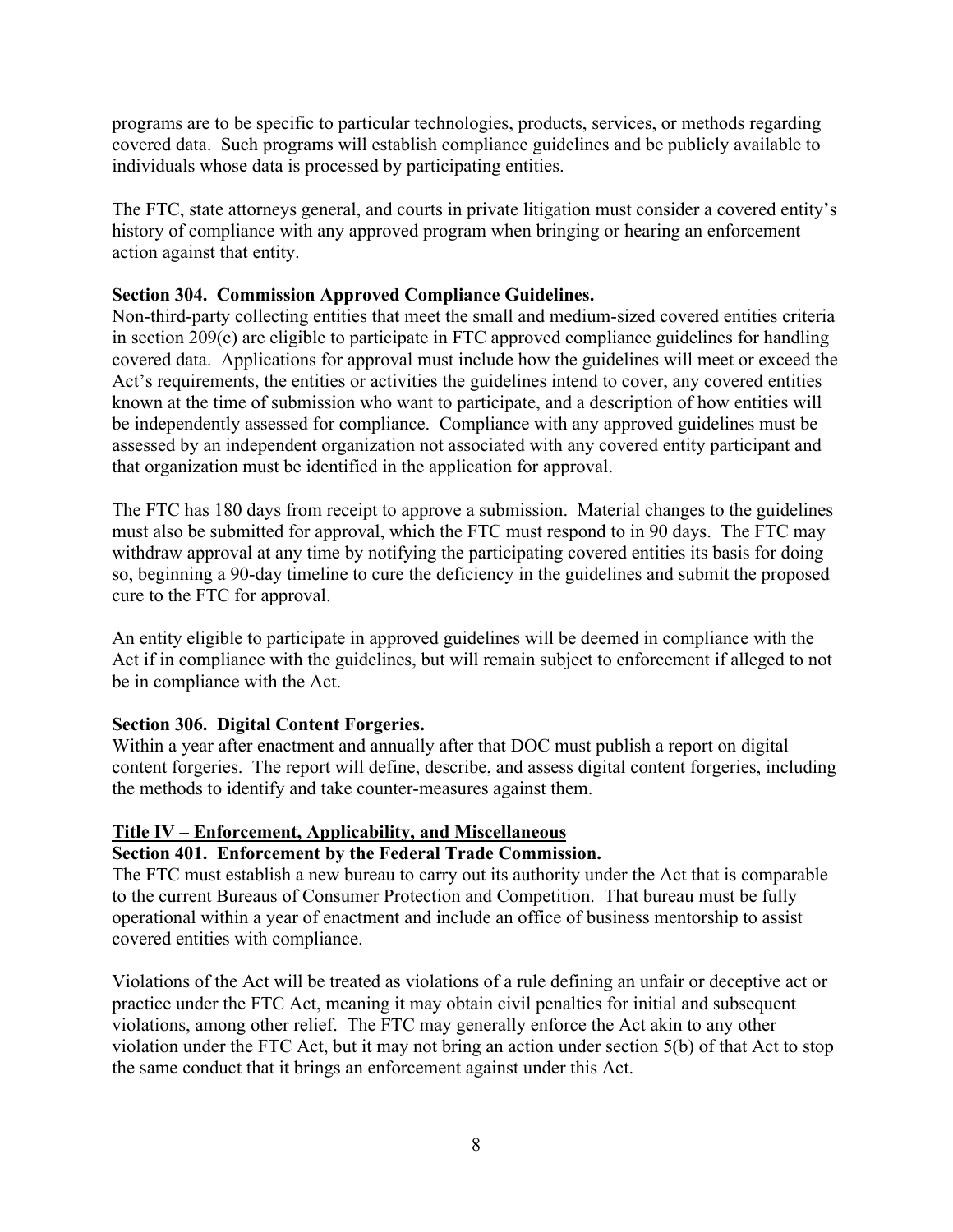programs are to be specific to particular technologies, products, services, or methods regarding covered data. Such programs will establish compliance guidelines and be publicly available to individuals whose data is processed by participating entities.

The FTC, state attorneys general, and courts in private litigation must consider a covered entity's history of compliance with any approved program when bringing or hearing an enforcement action against that entity.

**Section 304. Commission Approved Compliance Guidelines.**
Non-third-party collecting entities that meet the small and medium-sized covered entities criteria in section 209(c) are eligible to participate in FTC approved compliance guidelines for handling covered data. Applications for approval must include how the guidelines will meet or exceed the Act's requirements, the entities or activities the guidelines intend to cover, any covered entities known at the time of submission who want to participate, and a description of how entities will be independently assessed for compliance. Compliance with any approved guidelines must be assessed by an independent organization not associated with any covered entity participant and that organization must be identified in the application for approval.

The FTC has 180 days from receipt to approve a submission. Material changes to the guidelines must also be submitted for approval, which the FTC must respond to in 90 days. The FTC may withdraw approval at any time by notifying the participating covered entities its basis for doing so, beginning a 90-day timeline to cure the deficiency in the guidelines and submit the proposed cure to the FTC for approval.

An entity eligible to participate in approved guidelines will be deemed in compliance with the Act if in compliance with the guidelines, but will remain subject to enforcement if alleged to not be in compliance with the Act.

**Section 306. Digital Content Forgeries.**
Within a year after enactment and annually after that DOC must publish a report on digital content forgeries. The report will define, describe, and assess digital content forgeries, including the methods to identify and take counter-measures against them.

## Title IV – Enforcement, Applicability, and Miscellaneous

**Section 401. Enforcement by the Federal Trade Commission.**
The FTC must establish a new bureau to carry out its authority under the Act that is comparable to the current Bureaus of Consumer Protection and Competition. That bureau must be fully operational within a year of enactment and include an office of business mentorship to assist covered entities with compliance.

Violations of the Act will be treated as violations of a rule defining an unfair or deceptive act or practice under the FTC Act, meaning it may obtain civil penalties for initial and subsequent violations, among other relief. The FTC may generally enforce the Act akin to any other violation under the FTC Act, but it may not bring an action under section 5(b) of that Act to stop the same conduct that it brings an enforcement against under this Act.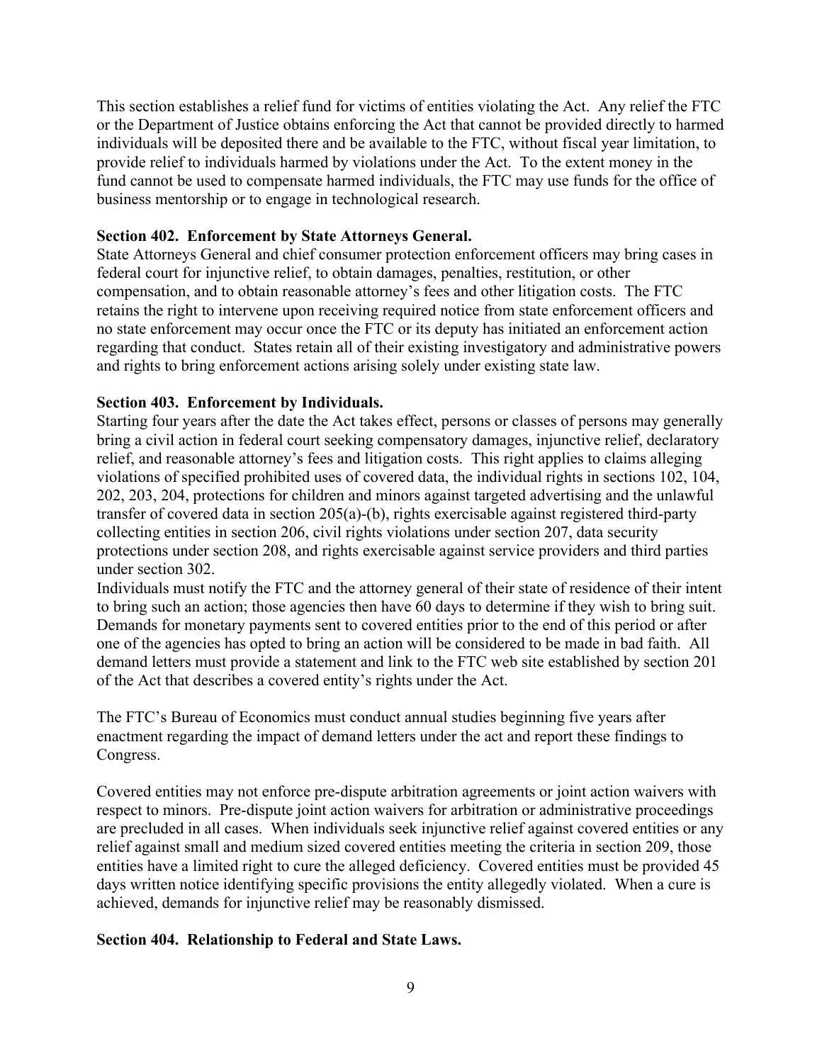This section establishes a relief fund for victims of entities violating the Act. Any relief the FTC or the Department of Justice obtains enforcing the Act that cannot be provided directly to harmed individuals will be deposited there and be available to the FTC, without fiscal year limitation, to provide relief to individuals harmed by violations under the Act. To the extent money in the fund cannot be used to compensate harmed individuals, the FTC may use funds for the office of business mentorship or to engage in technological research.

**Section 402. Enforcement by State Attorneys General.**
State Attorneys General and chief consumer protection enforcement officers may bring cases in federal court for injunctive relief, to obtain damages, penalties, restitution, or other compensation, and to obtain reasonable attorney's fees and other litigation costs. The FTC retains the right to intervene upon receiving required notice from state enforcement officers and no state enforcement may occur once the FTC or its deputy has initiated an enforcement action regarding that conduct. States retain all of their existing investigatory and administrative powers and rights to bring enforcement actions arising solely under existing state law.

**Section 403. Enforcement by Individuals.**
Starting four years after the date the Act takes effect, persons or classes of persons may generally bring a civil action in federal court seeking compensatory damages, injunctive relief, declaratory relief, and reasonable attorney's fees and litigation costs. This right applies to claims alleging violations of specified prohibited uses of covered data, the individual rights in sections 102, 104, 202, 203, 204, protections for children and minors against targeted advertising and the unlawful transfer of covered data in section 205(a)-(b), rights exercisable against registered third-party collecting entities in section 206, civil rights violations under section 207, data security protections under section 208, and rights exercisable against service providers and third parties under section 302.
Individuals must notify the FTC and the attorney general of their state of residence of their intent to bring such an action; those agencies then have 60 days to determine if they wish to bring suit. Demands for monetary payments sent to covered entities prior to the end of this period or after one of the agencies has opted to bring an action will be considered to be made in bad faith. All demand letters must provide a statement and link to the FTC web site established by section 201 of the Act that describes a covered entity's rights under the Act.

The FTC's Bureau of Economics must conduct annual studies beginning five years after enactment regarding the impact of demand letters under the act and report these findings to Congress.

Covered entities may not enforce pre-dispute arbitration agreements or joint action waivers with respect to minors. Pre-dispute joint action waivers for arbitration or administrative proceedings are precluded in all cases. When individuals seek injunctive relief against covered entities or any relief against small and medium sized covered entities meeting the criteria in section 209, those entities have a limited right to cure the alleged deficiency. Covered entities must be provided 45 days written notice identifying specific provisions the entity allegedly violated. When a cure is achieved, demands for injunctive relief may be reasonably dismissed.

**Section 404. Relationship to Federal and State Laws.**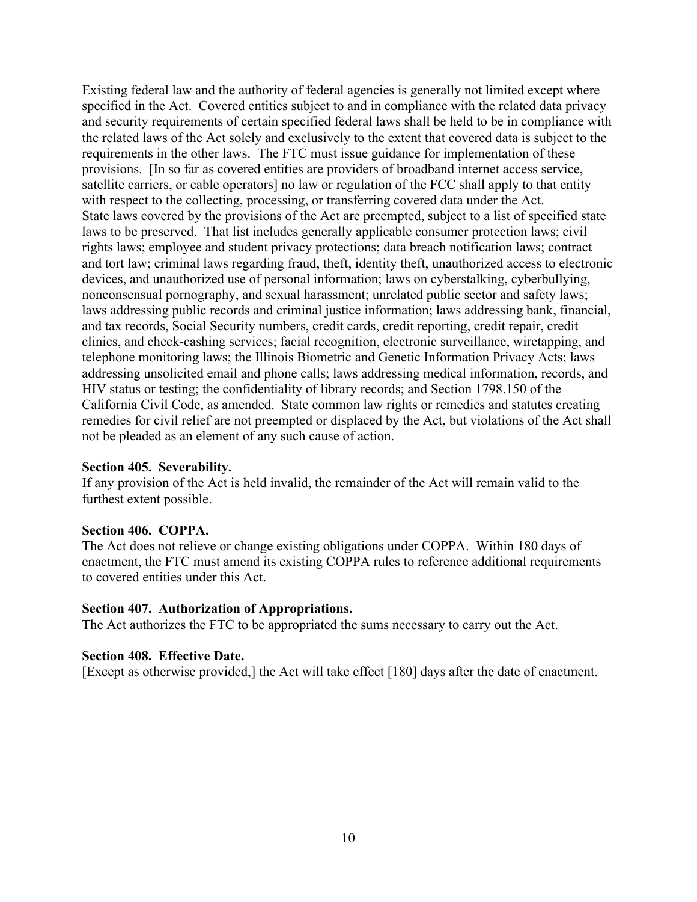Existing federal law and the authority of federal agencies is generally not limited except where specified in the Act. Covered entities subject to and in compliance with the related data privacy and security requirements of certain specified federal laws shall be held to be in compliance with the related laws of the Act solely and exclusively to the extent that covered data is subject to the requirements in the other laws. The FTC must issue guidance for implementation of these provisions. [In so far as covered entities are providers of broadband internet access service, satellite carriers, or cable operators] no law or regulation of the FCC shall apply to that entity with respect to the collecting, processing, or transferring covered data under the Act.
State laws covered by the provisions of the Act are preempted, subject to a list of specified state laws to be preserved. That list includes generally applicable consumer protection laws; civil rights laws; employee and student privacy protections; data breach notification laws; contract and tort law; criminal laws regarding fraud, theft, identity theft, unauthorized access to electronic devices, and unauthorized use of personal information; laws on cyberstalking, cyberbullying, nonconsensual pornography, and sexual harassment; unrelated public sector and safety laws; laws addressing public records and criminal justice information; laws addressing bank, financial, and tax records, Social Security numbers, credit cards, credit reporting, credit repair, credit clinics, and check-cashing services; facial recognition, electronic surveillance, wiretapping, and telephone monitoring laws; the Illinois Biometric and Genetic Information Privacy Acts; laws addressing unsolicited email and phone calls; laws addressing medical information, records, and HIV status or testing; the confidentiality of library records; and Section 1798.150 of the California Civil Code, as amended. State common law rights or remedies and statutes creating remedies for civil relief are not preempted or displaced by the Act, but violations of the Act shall not be pleaded as an element of any such cause of action.

**Section 405. Severability.**
If any provision of the Act is held invalid, the remainder of the Act will remain valid to the furthest extent possible.

**Section 406. COPPA.**
The Act does not relieve or change existing obligations under COPPA. Within 180 days of enactment, the FTC must amend its existing COPPA rules to reference additional requirements to covered entities under this Act.

**Section 407. Authorization of Appropriations.**
The Act authorizes the FTC to be appropriated the sums necessary to carry out the Act.

**Section 408. Effective Date.**
[Except as otherwise provided,] the Act will take effect [180] days after the date of enactment.